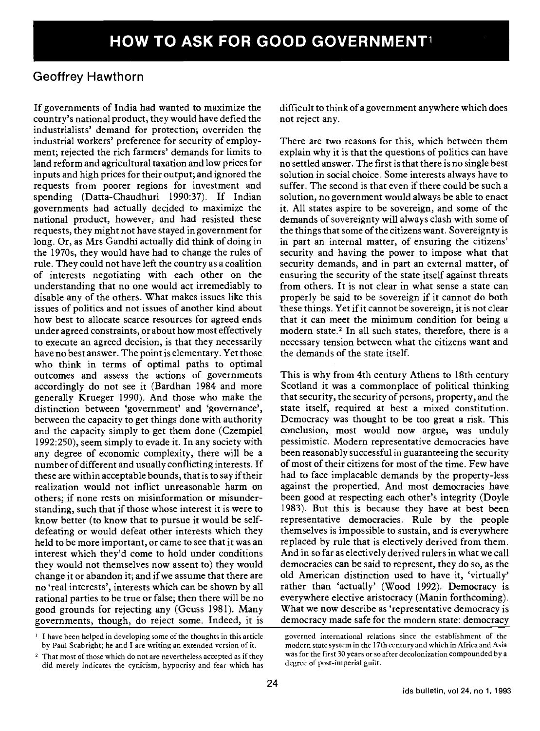# HOW TO ASK FOR GOOD GOVERNMENT[1]

## Geoffrey Hawthorn

If governments of India had wanted to maximize the country's national product, they would have defied the industrialists' demand for protection; overriden the industrial workers' preference for security of employment; rejected the rich farmers' demands for limits to land reform and agricultural taxation and low prices for inputs and high prices for their output; and ignored the requests from poorer regions for investment and spending (Datta-Chaudhuri 1990:37). If Indian governments had actually decided to maximize the national product, however, and had resisted these requests, they might not have stayed in government for long. Or, as Mrs Gandhi actually did think of doing in the 1970s, they would have had to change the rules of rule. They could not have left the country as a coalition of interests negotiating with each other on the understanding that no one would act irremediably to disable any of the others. What makes issues like this issues of politics and not issues of another kind about how best to allocate scarce resources for agreed ends under agreed constraints, or about how most effectively to execute an agreed decision, is that they necessarily have no best answer. The point is elementary. Yet those who think in terms of optimal paths to optimal outcomes and assess the actions of governments accordingly do not see it (Bardhan 1984 and more generally Krueger 1990). And those who make the distinction between 'government' and 'governance', between the capacity to get things done with authority and the capacity simply to get them done (Czempiel 1992:250), seem simply to evade it. In any society with any degree of economic complexity, there will be a number of different and usually conflicting interests. If these are within acceptable bounds, that is to say if their realization would not inflict unreasonable harm on others; if none rests on misinformation or misunderstanding, such that if those whose interest it is were to know better (to know that to pursue it would be self-defeating or would defeat other interests which they held to be more important, or came to see that it was an interest which they'd come to hold under conditions they would not themselves now assent to) they would change it or abandon it; and if we assume that there are no 'real interests', interests which can be shown by all rational parties to be true or false; then there will be no good grounds for rejecting any (Geuss 1981). Many governments, though, do reject some. Indeed, it is difficult to think of a government anywhere which does not reject any.

There are two reasons for this, which between them explain why it is that the questions of politics can have no settled answer. The first is that there is no single best solution in social choice. Some interests always have to suffer. The second is that even if there could be such a solution, no government would always be able to enact it. All states aspire to be sovereign, and some of the demands of sovereignty will always clash with some of the things that some of the citizens want. Sovereignty is in part an internal matter, of ensuring the citizens' security and having the power to impose what that security demands, and in part an external matter, of ensuring the security of the state itself against threats from others. It is not clear in what sense a state can properly be said to be sovereign if it cannot do both these things. Yet if it cannot be sovereign, it is not clear that it can meet the minimum condition for being a modern state.[2] In all such states, therefore, there is a necessary tension between what the citizens want and the demands of the state itself.

This is why from 4th century Athens to 18th century Scotland it was a commonplace of political thinking that security, the security of persons, property, and the state itself, required at best a mixed constitution. Democracy was thought to be too great a risk. This conclusion, most would now argue, was unduly pessimistic. Modern representative democracies have been reasonably successful in guaranteeing the security of most of their citizens for most of the time. Few have had to face implacable demands by the property-less against the propertied. And most democracies have been good at respecting each other's integrity (Doyle 1983). But this is because they have at best been representative democracies. Rule by the people themselves is impossible to sustain, and is everywhere replaced by rule that is electively derived from them. And in so far as electively derived rulers in what we call democracies can be said to represent, they do so, as the old American distinction used to have it, 'virtually' rather than 'actually' (Wood 1992). Democracy is everywhere elective aristocracy (Manin forthcoming). What we now describe as 'representative democracy is democracy made safe for the modern state: democracy

---

[1] I have been helped in developing some of the thoughts in this article by Paul Seabright; he and I are writing an extended version of it.

[2] That most of those which do not are nevertheless accepted as if they did merely indicates the cynicism, hypocrisy and fear which has governed international relations since the establishment of the modern state system in the 17th century and which in Africa and Asia was for the first 30 years or so after decolonization compounded by a degree of post-imperial guilt.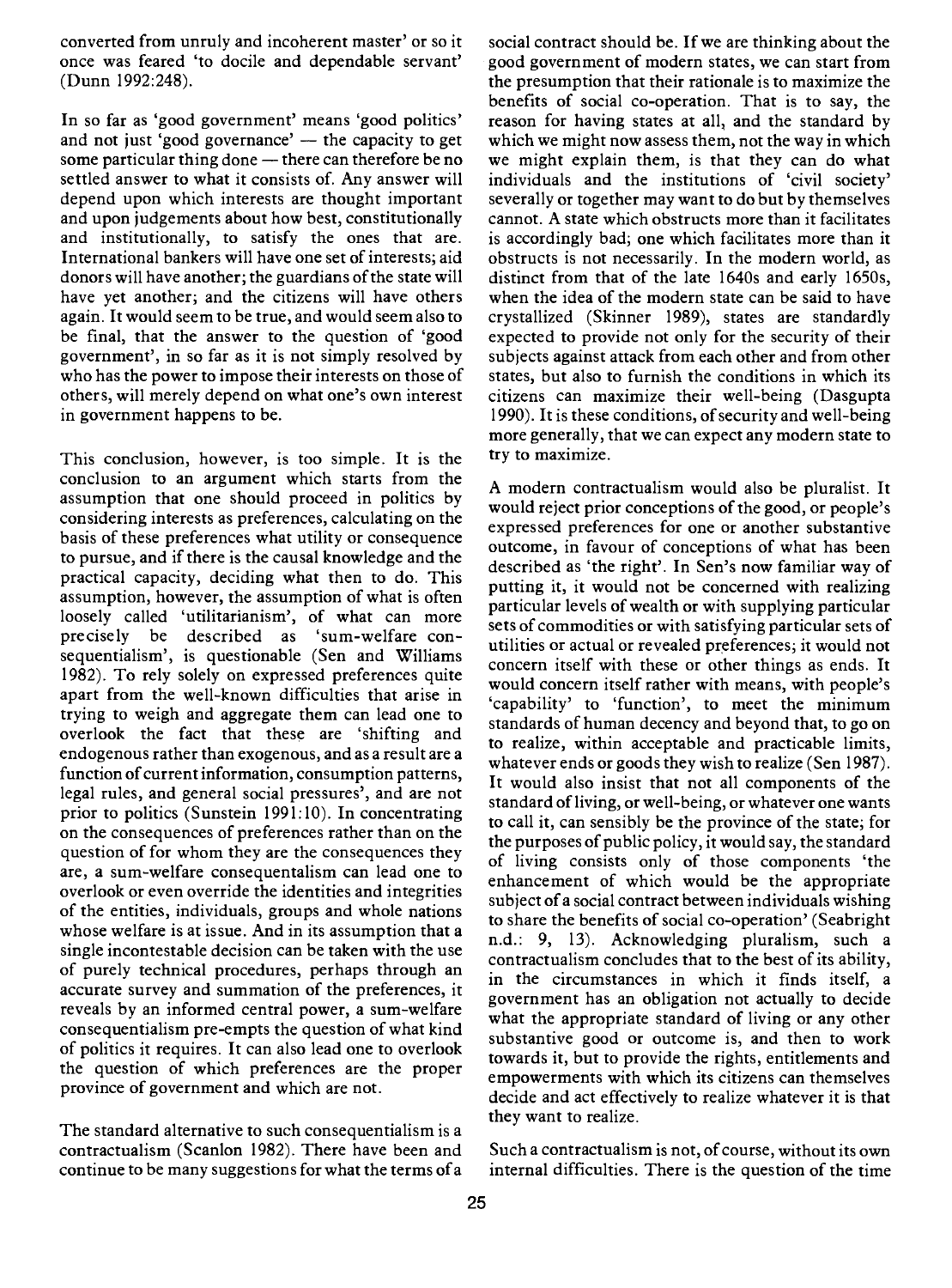converted from unruly and incoherent master' or so it once was feared 'to docile and dependable servant' (Dunn 1992:248).

In so far as 'good government' means 'good politics' and not just 'good governance' — the capacity to get some particular thing done — there can therefore be no settled answer to what it consists of. Any answer will depend upon which interests are thought important and upon judgements about how best, constitutionally and institutionally, to satisfy the ones that are. International bankers will have one set of interests; aid donors will have another; the guardians of the state will have yet another; and the citizens will have others again. It would seem to be true, and would seem also to be final, that the answer to the question of 'good government', in so far as it is not simply resolved by who has the power to impose their interests on those of others, will merely depend on what one's own interest in government happens to be.

This conclusion, however, is too simple. It is the conclusion to an argument which starts from the assumption that one should proceed in politics by considering interests as preferences, calculating on the basis of these preferences what utility or consequence to pursue, and if there is the causal knowledge and the practical capacity, deciding what then to do. This assumption, however, the assumption of what is often loosely called 'utilitarianism', of what can more precisely be described as 'sum-welfare consequentialism', is questionable (Sen and Williams 1982). To rely solely on expressed preferences quite apart from the well-known difficulties that arise in trying to weigh and aggregate them can lead one to overlook the fact that these are 'shifting and endogenous rather than exogenous, and as a result are a function of current information, consumption patterns, legal rules, and general social pressures', and are not prior to politics (Sunstein 1991:10). In concentrating on the consequences of preferences rather than on the question of for whom they are the consequences they are, a sum-welfare consequentialism can lead one to overlook or even override the identities and integrities of the entities, individuals, groups and whole nations whose welfare is at issue. And in its assumption that a single incontestable decision can be taken with the use of purely technical procedures, perhaps through an accurate survey and summation of the preferences, it reveals by an informed central power, a sum-welfare consequentialism pre-empts the question of what kind of politics it requires. It can also lead one to overlook the question of which preferences are the proper province of government and which are not.

The standard alternative to such consequentialism is a contractualism (Scanlon 1982). There have been and continue to be many suggestions for what the terms of a social contract should be. If we are thinking about the good government of modern states, we can start from the presumption that their rationale is to maximize the benefits of social co-operation. That is to say, the reason for having states at all, and the standard by which we might now assess them, not the way in which we might explain them, is that they can do what individuals and the institutions of 'civil society' severally or together may want to do but by themselves cannot. A state which obstructs more than it facilitates is accordingly bad; one which facilitates more than it obstructs is not necessarily. In the modern world, as distinct from that of the late 1640s and early 1650s, when the idea of the modern state can be said to have crystallized (Skinner 1989), states are standardly expected to provide not only for the security of their subjects against attack from each other and from other states, but also to furnish the conditions in which its citizens can maximize their well-being (Dasgupta 1990). It is these conditions, of security and well-being more generally, that we can expect any modern state to try to maximize.

A modern contractualism would also be pluralist. It would reject prior conceptions of the good, or people's expressed preferences for one or another substantive outcome, in favour of conceptions of what has been described as 'the right'. In Sen's now familiar way of putting it, it would not be concerned with realizing particular levels of wealth or with supplying particular sets of commodities or with satisfying particular sets of utilities or actual or revealed preferences; it would not concern itself with these or other things as ends. It would concern itself rather with means, with people's 'capability' to 'function', to meet the minimum standards of human decency and beyond that, to go on to realize, within acceptable and practicable limits, whatever ends or goods they wish to realize (Sen 1987). It would also insist that not all components of the standard of living, or well-being, or whatever one wants to call it, can sensibly be the province of the state; for the purposes of public policy, it would say, the standard of living consists only of those components 'the enhancement of which would be the appropriate subject of a social contract between individuals wishing to share the benefits of social co-operation' (Seabright n.d.: 9, 13). Acknowledging pluralism, such a contractualism concludes that to the best of its ability, in the circumstances in which it finds itself, a government has an obligation not actually to decide what the appropriate standard of living or any other substantive good or outcome is, and then to work towards it, but to provide the rights, entitlements and empowerments with which its citizens can themselves decide and act effectively to realize whatever it is that they want to realize.

Such a contractualism is not, of course, without its own internal difficulties. There is the question of the time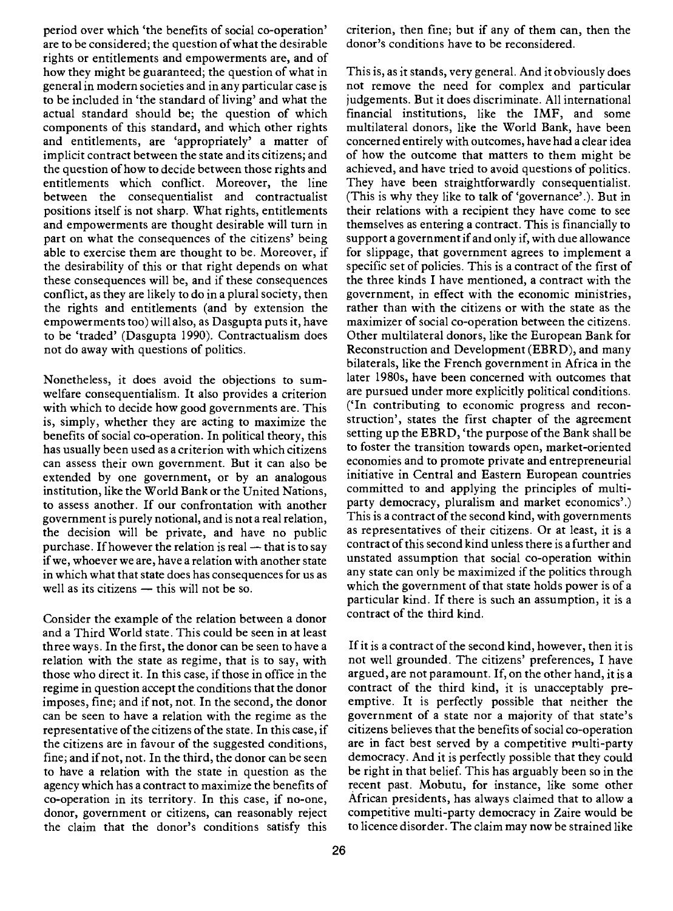period over which 'the benefits of social co-operation' are to be considered; the question of what the desirable rights or entitlements and empowerments are, and of how they might be guaranteed; the question of what in general in modern societies and in any particular case is to be included in 'the standard of living' and what the actual standard should be; the question of which components of this standard, and which other rights and entitlements, are 'appropriately' a matter of implicit contract between the state and its citizens; and the question of how to decide between those rights and entitlements which conflict. Moreover, the line between the consequentialist and contractualist positions itself is not sharp. What rights, entitlements and empowerments are thought desirable will turn in part on what the consequences of the citizens' being able to exercise them are thought to be. Moreover, if the desirability of this or that right depends on what these consequences will be, and if these consequences conflict, as they are likely to do in a plural society, then the rights and entitlements (and by extension the empowerments too) will also, as Dasgupta puts it, have to be 'traded' (Dasgupta 1990). Contractualism does not do away with questions of politics.

Nonetheless, it does avoid the objections to sum-welfare consequentialism. It also provides a criterion with which to decide how good governments are. This is, simply, whether they are acting to maximize the benefits of social co-operation. In political theory, this has usually been used as a criterion with which citizens can assess their own government. But it can also be extended by one government, or by an analogous institution, like the World Bank or the United Nations, to assess another. If our confrontation with another government is purely notional, and is not a real relation, the decision will be private, and have no public purchase. If however the relation is real — that is to say if we, whoever we are, have a relation with another state in which what that state does has consequences for us as well as its citizens — this will not be so.

Consider the example of the relation between a donor and a Third World state. This could be seen in at least three ways. In the first, the donor can be seen to have a relation with the state as regime, that is to say, with those who direct it. In this case, if those in office in the regime in question accept the conditions that the donor imposes, fine; and if not, not. In the second, the donor can be seen to have a relation with the regime as the representative of the citizens of the state. In this case, if the citizens are in favour of the suggested conditions, fine; and if not, not. In the third, the donor can be seen to have a relation with the state in question as the agency which has a contract to maximize the benefits of co-operation in its territory. In this case, if no-one, donor, government or citizens, can reasonably reject the claim that the donor's conditions satisfy this criterion, then fine; but if any of them can, then the donor's conditions have to be reconsidered.

This is, as it stands, very general. And it obviously does not remove the need for complex and particular judgements. But it does discriminate. All international financial institutions, like the IMF, and some multilateral donors, like the World Bank, have been concerned entirely with outcomes, have had a clear idea of how the outcome that matters to them might be achieved, and have tried to avoid questions of politics. They have been straightforwardly consequentialist. (This is why they like to talk of 'governance'.). But in their relations with a recipient they have come to see themselves as entering a contract. This is financially to support a government if and only if, with due allowance for slippage, that government agrees to implement a specific set of policies. This is a contract of the first of the three kinds I have mentioned, a contract with the government, in effect with the economic ministries, rather than with the citizens or with the state as the maximizer of social co-operation between the citizens. Other multilateral donors, like the European Bank for Reconstruction and Development (EBRD), and many bilaterals, like the French government in Africa in the later 1980s, have been concerned with outcomes that are pursued under more explicitly political conditions. ('In contributing to economic progress and reconstruction', states the first chapter of the agreement setting up the EBRD, 'the purpose of the Bank shall be to foster the transition towards open, market-oriented economies and to promote private and entrepreneurial initiative in Central and Eastern European countries committed to and applying the principles of multi-party democracy, pluralism and market economics'.) This is a contract of the second kind, with governments as representatives of their citizens. Or at least, it is a contract of this second kind unless there is a further and unstated assumption that social co-operation within any state can only be maximized if the politics through which the government of that state holds power is of a particular kind. If there is such an assumption, it is a contract of the third kind.

If it is a contract of the second kind, however, then it is not well grounded. The citizens' preferences, I have argued, are not paramount. If, on the other hand, it is a contract of the third kind, it is unacceptably pre-emptive. It is perfectly possible that neither the government of a state nor a majority of that state's citizens believes that the benefits of social co-operation are in fact best served by a competitive multi-party democracy. And it is perfectly possible that they could be right in that belief. This has arguably been so in the recent past. Mobutu, for instance, like some other African presidents, has always claimed that to allow a competitive multi-party democracy in Zaire would be to licence disorder. The claim may now be strained like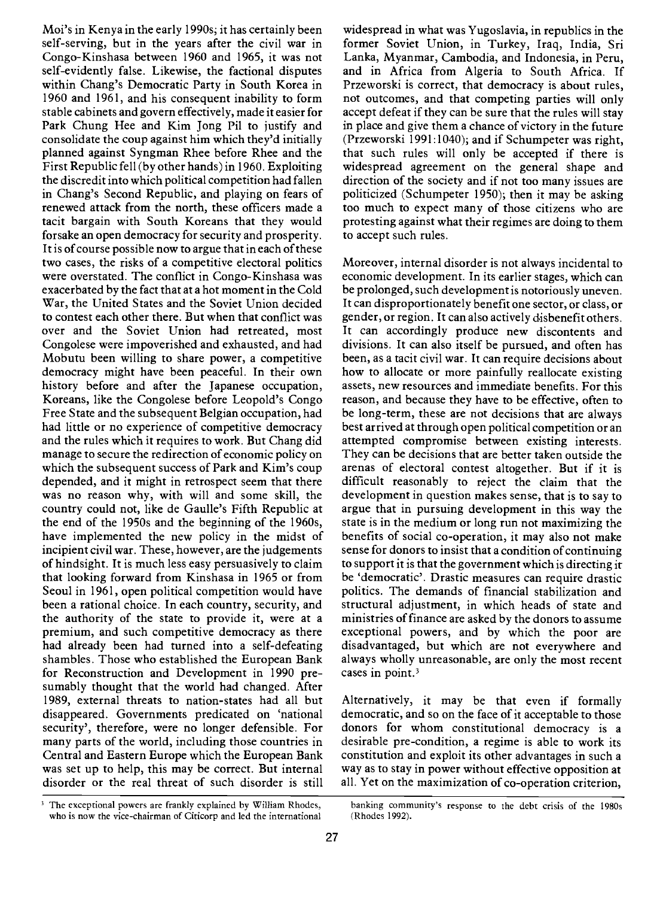Moi's in Kenya in the early 1990s; it has certainly been self-serving, but in the years after the civil war in Congo-Kinshasa between 1960 and 1965, it was not self-evidently false. Likewise, the factional disputes within Chang's Democratic Party in South Korea in 1960 and 1961, and his consequent inability to form stable cabinets and govern effectively, made it easier for Park Chung Hee and Kim Jong Pil to justify and consolidate the coup against him which they'd initially planned against Syngman Rhee before Rhee and the First Republic fell (by other hands) in 1960. Exploiting the discredit into which political competition had fallen in Chang's Second Republic, and playing on fears of renewed attack from the north, these officers made a tacit bargain with South Koreans that they would forsake an open democracy for security and prosperity. It is of course possible now to argue that in each of these two cases, the risks of a competitive electoral politics were overstated. The conflict in Congo-Kinshasa was exacerbated by the fact that at a hot moment in the Cold War, the United States and the Soviet Union decided to contest each other there. But when that conflict was over and the Soviet Union had retreated, most Congolese were impoverished and exhausted, and had Mobutu been willing to share power, a competitive democracy might have been peaceful. In their own history before and after the Japanese occupation, Koreans, like the Congolese before Leopold's Congo Free State and the subsequent Belgian occupation, had had little or no experience of competitive democracy and the rules which it requires to work. But Chang did manage to secure the redirection of economic policy on which the subsequent success of Park and Kim's coup depended, and it might in retrospect seem that there was no reason why, with will and some skill, the country could not, like de Gaulle's Fifth Republic at the end of the 1950s and the beginning of the 1960s, have implemented the new policy in the midst of incipient civil war. These, however, are the judgements of hindsight. It is much less easy persuasively to claim that looking forward from Kinshasa in 1965 or from Seoul in 1961, open political competition would have been a rational choice. In each country, security, and the authority of the state to provide it, were at a premium, and such competitive democracy as there had already been had turned into a self-defeating shambles. Those who established the European Bank for Reconstruction and Development in 1990 presumably thought that the world had changed. After 1989, external threats to nation-states had all but disappeared. Governments predicated on 'national security', therefore, were no longer defensible. For many parts of the world, including those countries in Central and Eastern Europe which the European Bank was set up to help, this may be correct. But internal disorder or the real threat of such disorder is still widespread in what was Yugoslavia, in republics in the former Soviet Union, in Turkey, Iraq, India, Sri Lanka, Myanmar, Cambodia, and Indonesia, in Peru, and in Africa from Algeria to South Africa. If Przeworski is correct, that democracy is about rules, not outcomes, and that competing parties will only accept defeat if they can be sure that the rules will stay in place and give them a chance of victory in the future (Przeworski 1991:1040); and if Schumpeter was right, that such rules will only be accepted if there is widespread agreement on the general shape and direction of the society and if not too many issues are politicized (Schumpeter 1950); then it may be asking too much to expect many of those citizens who are protesting against what their regimes are doing to them to accept such rules.

Moreover, internal disorder is not always incidental to economic development. In its earlier stages, which can be prolonged, such development is notoriously uneven. It can disproportionately benefit one sector, or class, or gender, or region. It can also actively disbenefit others. It can accordingly produce new discontents and divisions. It can also itself be pursued, and often has been, as a tacit civil war. It can require decisions about how to allocate or more painfully reallocate existing assets, new resources and immediate benefits. For this reason, and because they have to be effective, often to be long-term, these are not decisions that are always best arrived at through open political competition or an attempted compromise between existing interests. They can be decisions that are better taken outside the arenas of electoral contest altogether. But if it is difficult reasonably to reject the claim that the development in question makes sense, that is to say to argue that in pursuing development in this way the state is in the medium or long run not maximizing the benefits of social co-operation, it may also not make sense for donors to insist that a condition of continuing to support it is that the government which is directing it be 'democratic'. Drastic measures can require drastic politics. The demands of financial stabilization and structural adjustment, in which heads of state and ministries of finance are asked by the donors to assume exceptional powers, and by which the poor are disadvantaged, but which are not everywhere and always wholly unreasonable, are only the most recent cases in point.[3]

Alternatively, it may be that even if formally democratic, and so on the face of it acceptable to those donors for whom constitutional democracy is a desirable pre-condition, a regime is able to work its constitution and exploit its other advantages in such a way as to stay in power without effective opposition at all. Yet on the maximization of co-operation criterion,

[3] The exceptional powers are frankly explained by William Rhodes, who is now the vice-chairman of Citicorp and led the international banking community's response to the debt crisis of the 1980s (Rhodes 1992).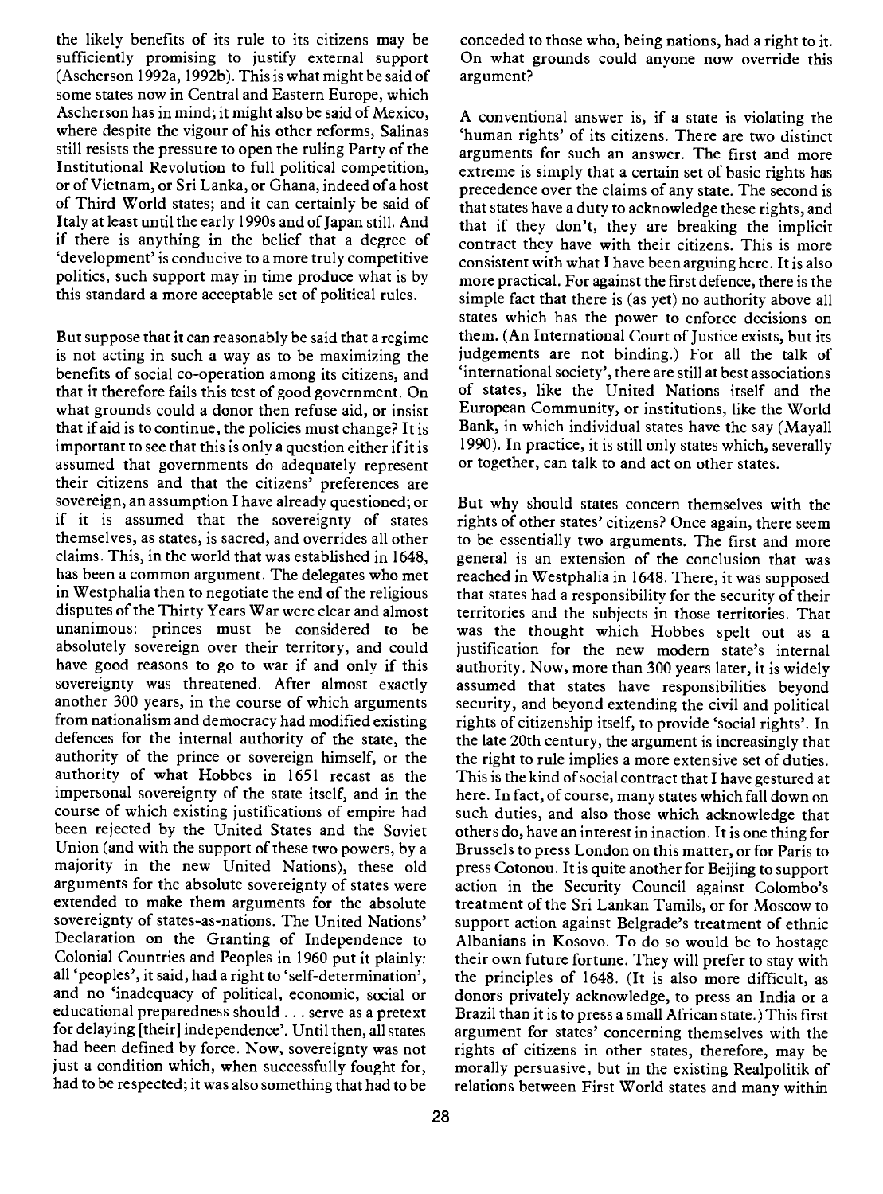the likely benefits of its rule to its citizens may be sufficiently promising to justify external support (Ascherson 1992a, 1992b). This is what might be said of some states now in Central and Eastern Europe, which Ascherson has in mind; it might also be said of Mexico, where despite the vigour of his other reforms, Salinas still resists the pressure to open the ruling Party of the Institutional Revolution to full political competition, or of Vietnam, or Sri Lanka, or Ghana, indeed of a host of Third World states; and it can certainly be said of Italy at least until the early 1990s and of Japan still. And if there is anything in the belief that a degree of 'development' is conducive to a more truly competitive politics, such support may in time produce what is by this standard a more acceptable set of political rules.

But suppose that it can reasonably be said that a regime is not acting in such a way as to be maximizing the benefits of social co-operation among its citizens, and that it therefore fails this test of good government. On what grounds could a donor then refuse aid, or insist that if aid is to continue, the policies must change? It is important to see that this is only a question either if it is assumed that governments do adequately represent their citizens and that the citizens' preferences are sovereign, an assumption I have already questioned; or if it is assumed that the sovereignty of states themselves, as states, is sacred, and overrides all other claims. This, in the world that was established in 1648, has been a common argument. The delegates who met in Westphalia then to negotiate the end of the religious disputes of the Thirty Years War were clear and almost unanimous: princes must be considered to be absolutely sovereign over their territory, and could have good reasons to go to war if and only if this sovereignty was threatened. After almost exactly another 300 years, in the course of which arguments from nationalism and democracy had modified existing defences for the internal authority of the state, the authority of the prince or sovereign himself, or the authority of what Hobbes in 1651 recast as the impersonal sovereignty of the state itself, and in the course of which existing justifications of empire had been rejected by the United States and the Soviet Union (and with the support of these two powers, by a majority in the new United Nations), these old arguments for the absolute sovereignty of states were extended to make them arguments for the absolute sovereignty of states-as-nations. The United Nations' Declaration on the Granting of Independence to Colonial Countries and Peoples in 1960 put it plainly: all 'peoples', it said, had a right to 'self-determination', and no 'inadequacy of political, economic, social or educational preparedness should . . . serve as a pretext for delaying [their] independence'. Until then, all states had been defined by force. Now, sovereignty was not just a condition which, when successfully fought for, had to be respected; it was also something that had to be conceded to those who, being nations, had a right to it. On what grounds could anyone now override this argument?

A conventional answer is, if a state is violating the 'human rights' of its citizens. There are two distinct arguments for such an answer. The first and more extreme is simply that a certain set of basic rights has precedence over the claims of any state. The second is that states have a duty to acknowledge these rights, and that if they don't, they are breaking the implicit contract they have with their citizens. This is more consistent with what I have been arguing here. It is also more practical. For against the first defence, there is the simple fact that there is (as yet) no authority above all states which has the power to enforce decisions on them. (An International Court of Justice exists, but its judgements are not binding.) For all the talk of 'international society', there are still at best associations of states, like the United Nations itself and the European Community, or institutions, like the World Bank, in which individual states have the say (Mayall 1990). In practice, it is still only states which, severally or together, can talk to and act on other states.

But why should states concern themselves with the rights of other states' citizens? Once again, there seem to be essentially two arguments. The first and more general is an extension of the conclusion that was reached in Westphalia in 1648. There, it was supposed that states had a responsibility for the security of their territories and the subjects in those territories. That was the thought which Hobbes spelt out as a justification for the new modern state's internal authority. Now, more than 300 years later, it is widely assumed that states have responsibilities beyond security, and beyond extending the civil and political rights of citizenship itself, to provide 'social rights'. In the late 20th century, the argument is increasingly that the right to rule implies a more extensive set of duties. This is the kind of social contract that I have gestured at here. In fact, of course, many states which fall down on such duties, and also those which acknowledge that others do, have an interest in inaction. It is one thing for Brussels to press London on this matter, or for Paris to press Cotonou. It is quite another for Beijing to support action in the Security Council against Colombo's treatment of the Sri Lankan Tamils, or for Moscow to support action against Belgrade's treatment of ethnic Albanians in Kosovo. To do so would be to hostage their own future fortune. They will prefer to stay with the principles of 1648. (It is also more difficult, as donors privately acknowledge, to press an India or a Brazil than it is to press a small African state.) This first argument for states' concerning themselves with the rights of citizens in other states, therefore, may be morally persuasive, but in the existing Realpolitik of relations between First World states and many within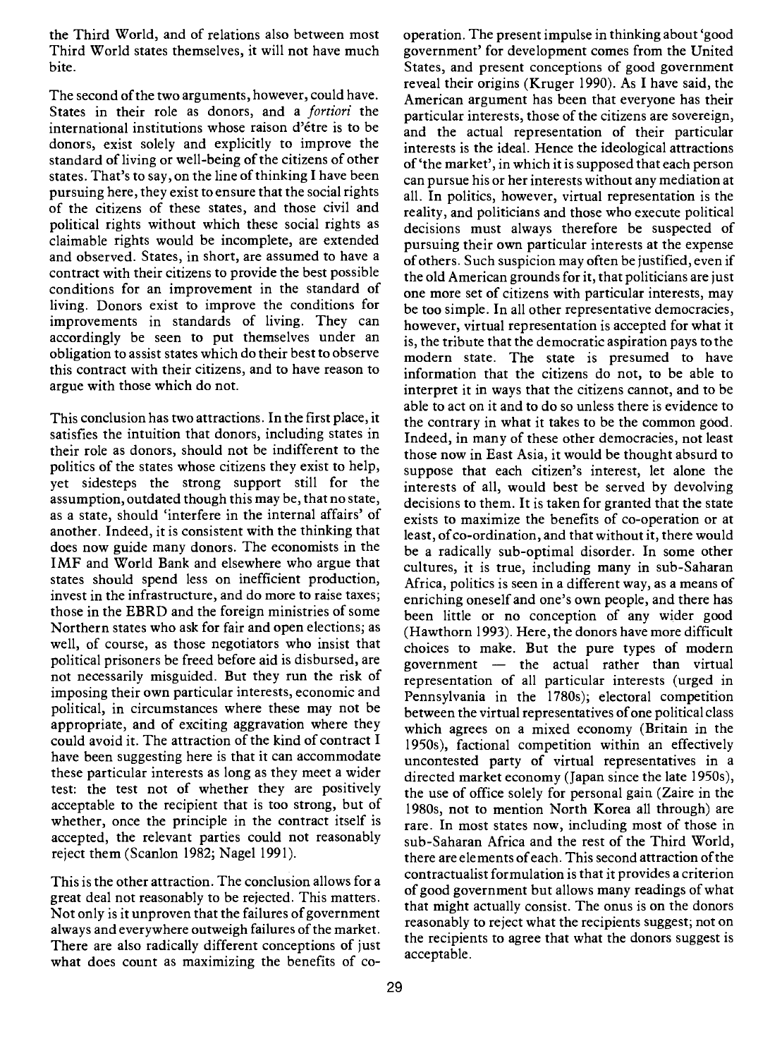the Third World, and of relations also between most Third World states themselves, it will not have much bite.

The second of the two arguments, however, could have. States in their role as donors, and *a fortiori* the international institutions whose raison d'être is to be donors, exist solely and explicitly to improve the standard of living or well-being of the citizens of other states. That's to say, on the line of thinking I have been pursuing here, they exist to ensure that the social rights of the citizens of these states, and those civil and political rights without which these social rights as claimable rights would be incomplete, are extended and observed. States, in short, are assumed to have a contract with their citizens to provide the best possible conditions for an improvement in the standard of living. Donors exist to improve the conditions for improvements in standards of living. They can accordingly be seen to put themselves under an obligation to assist states which do their best to observe this contract with their citizens, and to have reason to argue with those which do not.

This conclusion has two attractions. In the first place, it satisfies the intuition that donors, including states in their role as donors, should not be indifferent to the politics of the states whose citizens they exist to help, yet sidesteps the strong support still for the assumption, outdated though this may be, that no state, as a state, should 'interfere in the internal affairs' of another. Indeed, it is consistent with the thinking that does now guide many donors. The economists in the IMF and World Bank and elsewhere who argue that states should spend less on inefficient production, invest in the infrastructure, and do more to raise taxes; those in the EBRD and the foreign ministries of some Northern states who ask for fair and open elections; as well, of course, as those negotiators who insist that political prisoners be freed before aid is disbursed, are not necessarily misguided. But they run the risk of imposing their own particular interests, economic and political, in circumstances where these may not be appropriate, and of exciting aggravation where they could avoid it. The attraction of the kind of contract I have been suggesting here is that it can accommodate these particular interests as long as they meet a wider test: the test not of whether they are positively acceptable to the recipient that is too strong, but of whether, once the principle in the contract itself is accepted, the relevant parties could not reasonably reject them (Scanlon 1982; Nagel 1991).

This is the other attraction. The conclusion allows for a great deal not reasonably to be rejected. This matters. Not only is it unproven that the failures of government always and everywhere outweigh failures of the market. There are also radically different conceptions of just what does count as maximizing the benefits of co-operation. The present impulse in thinking about 'good government' for development comes from the United States, and present conceptions of good government reveal their origins (Kruger 1990). As I have said, the American argument has been that everyone has their particular interests, those of the citizens are sovereign, and the actual representation of their particular interests is the ideal. Hence the ideological attractions of 'the market', in which it is supposed that each person can pursue his or her interests without any mediation at all. In politics, however, virtual representation is the reality, and politicians and those who execute political decisions must always therefore be suspected of pursuing their own particular interests at the expense of others. Such suspicion may often be justified, even if the old American grounds for it, that politicians are just one more set of citizens with particular interests, may be too simple. In all other representative democracies, however, virtual representation is accepted for what it is, the tribute that the democratic aspiration pays to the modern state. The state is presumed to have information that the citizens do not, to be able to interpret it in ways that the citizens cannot, and to be able to act on it and to do so unless there is evidence to the contrary in what it takes to be the common good. Indeed, in many of these other democracies, not least those now in East Asia, it would be thought absurd to suppose that each citizen's interest, let alone the interests of all, would best be served by devolving decisions to them. It is taken for granted that the state exists to maximize the benefits of co-operation or at least, of co-ordination, and that without it, there would be a radically sub-optimal disorder. In some other cultures, it is true, including many in sub-Saharan Africa, politics is seen in a different way, as a means of enriching oneself and one's own people, and there has been little or no conception of any wider good (Hawthorn 1993). Here, the donors have more difficult choices to make. But the pure types of modern government — the actual rather than virtual representation of all particular interests (urged in Pennsylvania in the 1780s); electoral competition between the virtual representatives of one political class which agrees on a mixed economy (Britain in the 1950s), factional competition within an effectively uncontested party of virtual representatives in a directed market economy (Japan since the late 1950s), the use of office solely for personal gain (Zaire in the 1980s, not to mention North Korea all through) are rare. In most states now, including most of those in sub-Saharan Africa and the rest of the Third World, there are elements of each. This second attraction of the contractualist formulation is that it provides a criterion of good government but allows many readings of what that might actually consist. The onus is on the donors reasonably to reject what the recipients suggest; not on the recipients to agree that what the donors suggest is acceptable.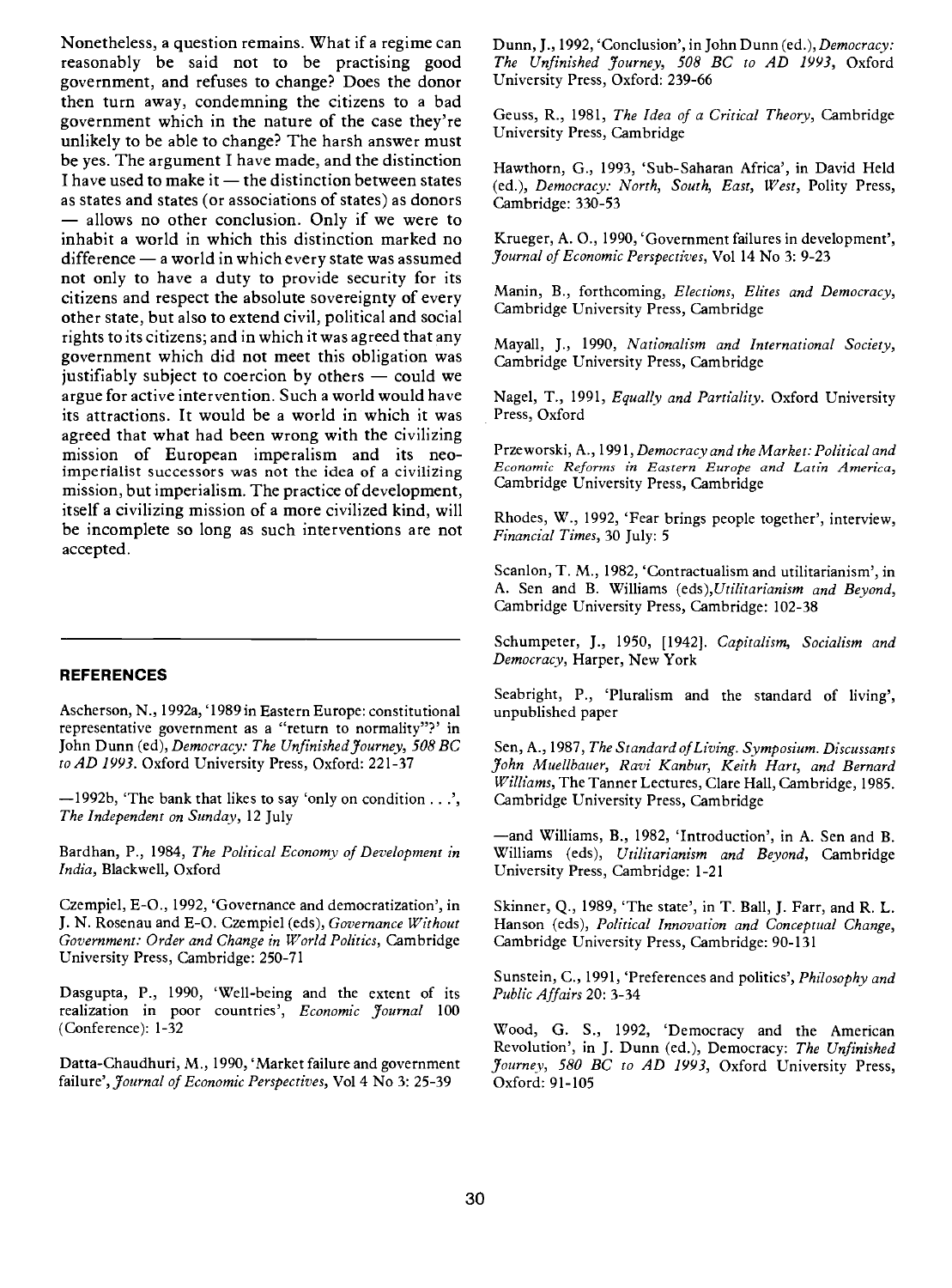Nonetheless, a question remains. What if a regime can reasonably be said not to be practising good government, and refuses to change? Does the donor then turn away, condemning the citizens to a bad government which in the nature of the case they're unlikely to be able to change? The harsh answer must be yes. The argument I have made, and the distinction I have used to make it — the distinction between states as states and states (or associations of states) as donors — allows no other conclusion. Only if we were to inhabit a world in which this distinction marked no difference — a world in which every state was assumed not only to have a duty to provide security for its citizens and respect the absolute sovereignty of every other state, but also to extend civil, political and social rights to its citizens; and in which it was agreed that any government which did not meet this obligation was justifiably subject to coercion by others — could we argue for active intervention. Such a world would have its attractions. It would be a world in which it was agreed that what had been wrong with the civilizing mission of European imperalism and its neo-imperialist successors was not the idea of a civilizing mission, but imperialism. The practice of development, itself a civilizing mission of a more civilized kind, will be incomplete so long as such interventions are not accepted.

## REFERENCES

Ascherson, N., 1992a, '1989 in Eastern Europe: constitutional representative government as a "return to normality"?' in John Dunn (ed), *Democracy: The Unfinished Journey, 508 BC to AD 1993*. Oxford University Press, Oxford: 221-37

—1992b, 'The bank that likes to say 'only on condition . . .', *The Independent on Sunday*, 12 July

Bardhan, P., 1984, *The Political Economy of Development in India*, Blackwell, Oxford

Czempiel, E-O., 1992, 'Governance and democratization', in J. N. Rosenau and E-O. Czempiel (eds), *Governance Without Government: Order and Change in World Politics*, Cambridge University Press, Cambridge: 250-71

Dasgupta, P., 1990, 'Well-being and the extent of its realization in poor countries', *Economic Journal* 100 (Conference): 1-32

Datta-Chaudhuri, M., 1990, 'Market failure and government failure', *Journal of Economic Perspectives*, Vol 4 No 3: 25-39

Dunn, J., 1992, 'Conclusion', in John Dunn (ed.), *Democracy: The Unfinished Journey, 508 BC to AD 1993*, Oxford University Press, Oxford: 239-66

Geuss, R., 1981, *The Idea of a Critical Theory*, Cambridge University Press, Cambridge

Hawthorn, G., 1993, 'Sub-Saharan Africa', in David Held (ed.), *Democracy: North, South, East, West*, Polity Press, Cambridge: 330-53

Krueger, A. O., 1990, 'Government failures in development', *Journal of Economic Perspectives*, Vol 14 No 3: 9-23

Manin, B., forthcoming, *Elections, Elites and Democracy*, Cambridge University Press, Cambridge

Mayall, J., 1990, *Nationalism and International Society*, Cambridge University Press, Cambridge

Nagel, T., 1991, *Equally and Partiality*. Oxford University Press, Oxford

Przeworski, A., 1991, *Democracy and the Market: Political and Economic Reforms in Eastern Europe and Latin America*, Cambridge University Press, Cambridge

Rhodes, W., 1992, 'Fear brings people together', interview, *Financial Times*, 30 July: 5

Scanlon, T. M., 1982, 'Contractualism and utilitarianism', in A. Sen and B. Williams (eds),*Utilitarianism and Beyond*, Cambridge University Press, Cambridge: 102-38

Schumpeter, J., 1950, [1942]. *Capitalism, Socialism and Democracy*, Harper, New York

Seabright, P., 'Pluralism and the standard of living', unpublished paper

Sen, A., 1987, *The Standard of Living. Symposium. Discussants John Muellbauer, Ravi Kanbur, Keith Hart, and Bernard Williams*, The Tanner Lectures, Clare Hall, Cambridge, 1985. Cambridge University Press, Cambridge

—and Williams, B., 1982, 'Introduction', in A. Sen and B. Williams (eds), *Utilitarianism and Beyond*, Cambridge University Press, Cambridge: 1-21

Skinner, Q., 1989, 'The state', in T. Ball, J. Farr, and R. L. Hanson (eds), *Political Innovation and Conceptual Change*, Cambridge University Press, Cambridge: 90-131

Sunstein, C., 1991, 'Preferences and politics', *Philosophy and Public Affairs* 20: 3-34

Wood, G. S., 1992, 'Democracy and the American Revolution', in J. Dunn (ed.), Democracy: *The Unfinished Journey, 580 BC to AD 1993*, Oxford University Press, Oxford: 91-105